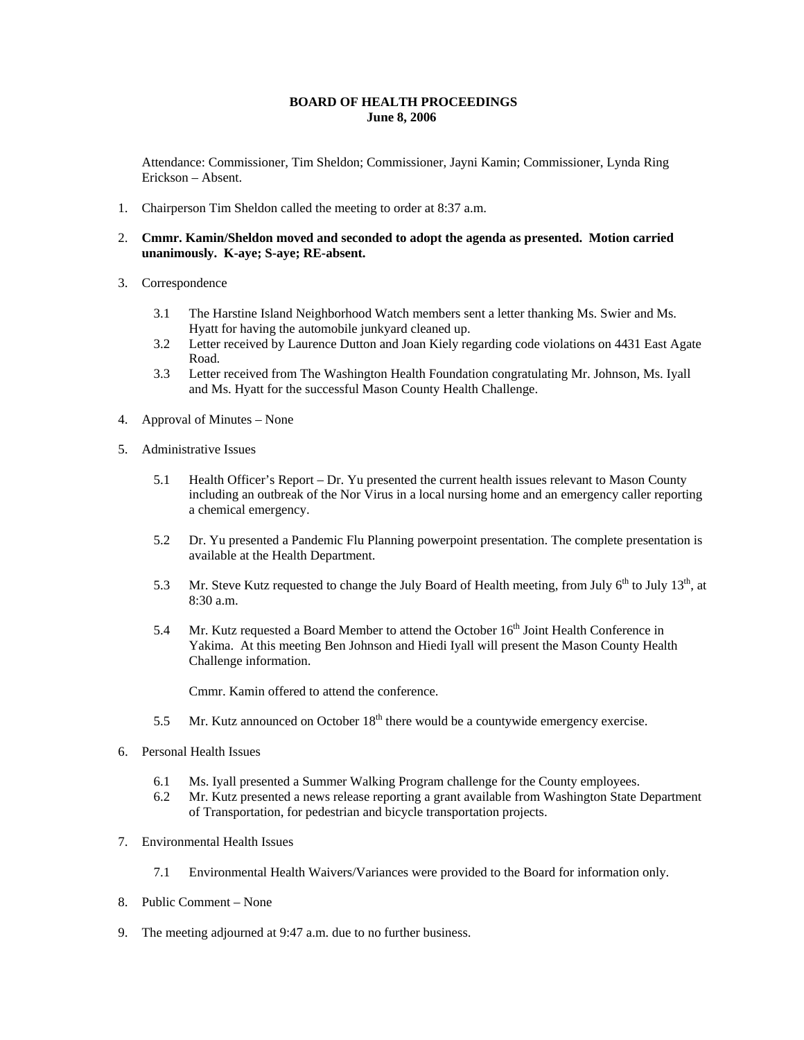# BOARD OF HEALTH PROCEEDINGS
## June 8, 2006

Attendance: Commissioner, Tim Sheldon; Commissioner, Jayni Kamin; Commissioner, Lynda Ring Erickson – Absent.

1. Chairperson Tim Sheldon called the meeting to order at 8:37 a.m.

2. **Cmmr. Kamin/Sheldon moved and seconded to adopt the agenda as presented. Motion carried unanimously. K-aye; S-aye; RE-absent.**

3. Correspondence

   3.1 The Harstine Island Neighborhood Watch members sent a letter thanking Ms. Swier and Ms. Hyatt for having the automobile junkyard cleaned up.
   
   3.2 Letter received by Laurence Dutton and Joan Kiely regarding code violations on 4431 East Agate Road.
   
   3.3 Letter received from The Washington Health Foundation congratulating Mr. Johnson, Ms. Iyall and Ms. Hyatt for the successful Mason County Health Challenge.

4. Approval of Minutes – None

5. Administrative Issues

   5.1 Health Officer's Report – Dr. Yu presented the current health issues relevant to Mason County including an outbreak of the Nor Virus in a local nursing home and an emergency caller reporting a chemical emergency.

   5.2 Dr. Yu presented a Pandemic Flu Planning powerpoint presentation. The complete presentation is available at the Health Department.

   5.3 Mr. Steve Kutz requested to change the July Board of Health meeting, from July 6th to July 13th, at 8:30 a.m.

   5.4 Mr. Kutz requested a Board Member to attend the October 16th Joint Health Conference in Yakima. At this meeting Ben Johnson and Hiedi Iyall will present the Mason County Health Challenge information.

   Cmmr. Kamin offered to attend the conference.

   5.5 Mr. Kutz announced on October 18th there would be a countywide emergency exercise.

6. Personal Health Issues

   6.1 Ms. Iyall presented a Summer Walking Program challenge for the County employees.
   
   6.2 Mr. Kutz presented a news release reporting a grant available from Washington State Department of Transportation, for pedestrian and bicycle transportation projects.

7. Environmental Health Issues

   7.1 Environmental Health Waivers/Variances were provided to the Board for information only.

8. Public Comment – None

9. The meeting adjourned at 9:47 a.m. due to no further business.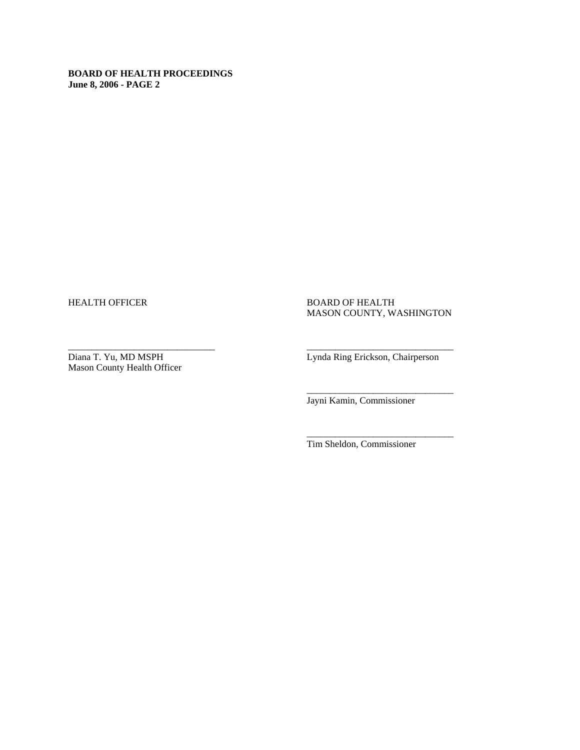**BOARD OF HEALTH PROCEEDINGS**
**June 8, 2006 - PAGE 2**

| | |
|---|---|
| HEALTH OFFICER | BOARD OF HEALTH<br>MASON COUNTY, WASHINGTON |
| _______________________________<br>Diana T. Yu, MD MSPH<br>Mason County Health Officer | _______________________________<br>Lynda Ring Erickson, Chairperson |
| | _______________________________<br>Jayni Kamin, Commissioner |
| | _______________________________<br>Tim Sheldon, Commissioner |